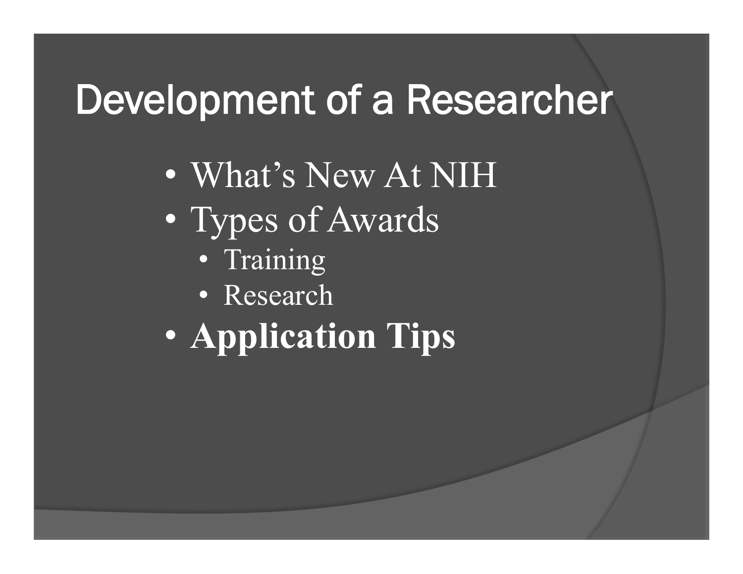# Development of a Researcher

- What's New At NIH
- Types of Awards
  - Training
  - Research
- **Application Tips**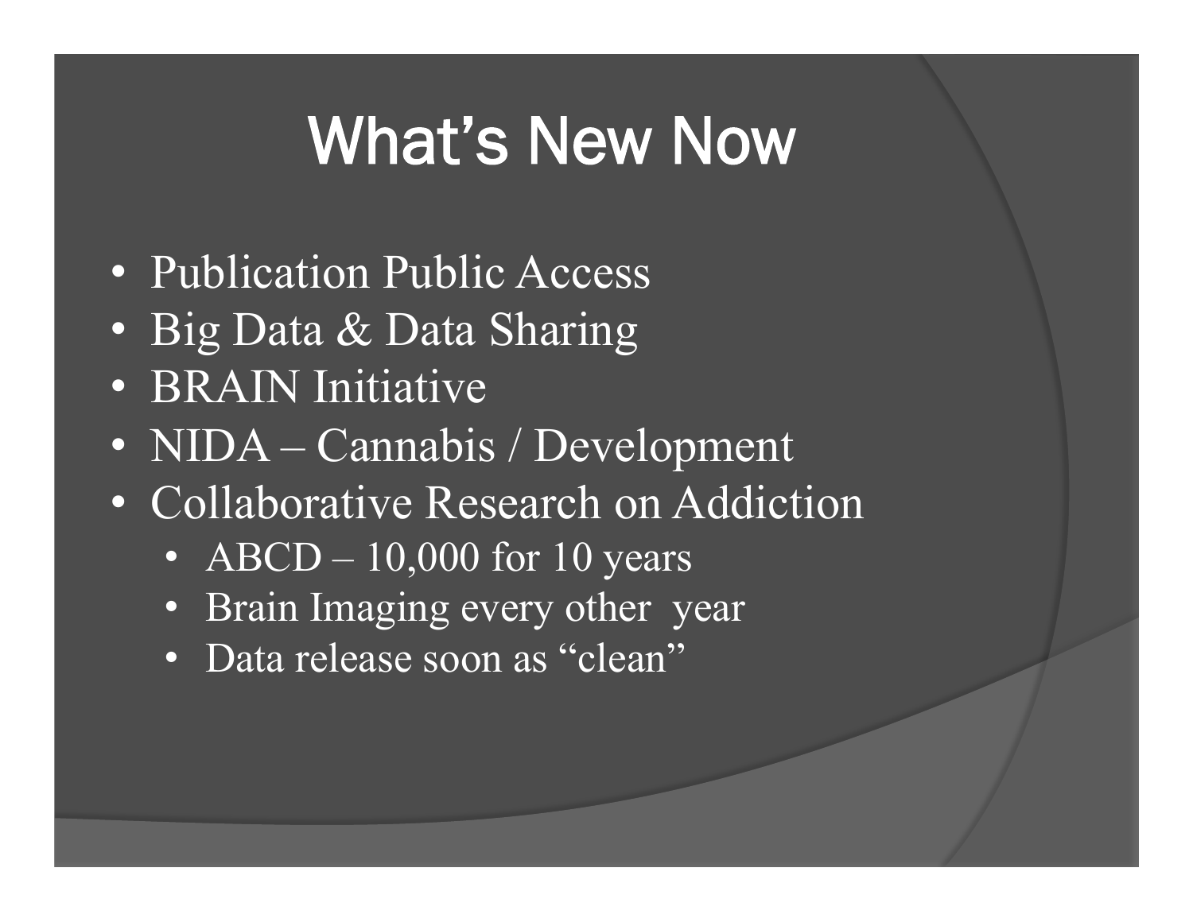# What's New Now

- Publication Public Access
- Big Data & Data Sharing
- BRAIN Initiative
- NIDA – Cannabis / Development
- Collaborative Research on Addiction
  - ABCD – 10,000 for 10 years
  - Brain Imaging every other year
  - Data release soon as "clean"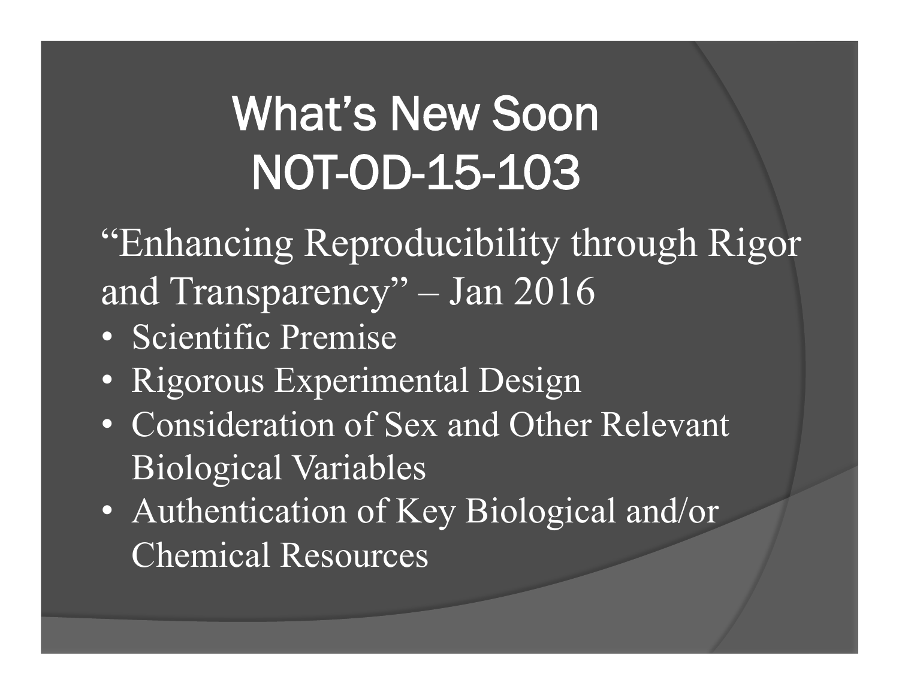# What's New Soon
# NOT-OD-15-103

"Enhancing Reproducibility through Rigor and Transparency" – Jan 2016

- Scientific Premise
- Rigorous Experimental Design
- Consideration of Sex and Other Relevant Biological Variables
- Authentication of Key Biological and/or Chemical Resources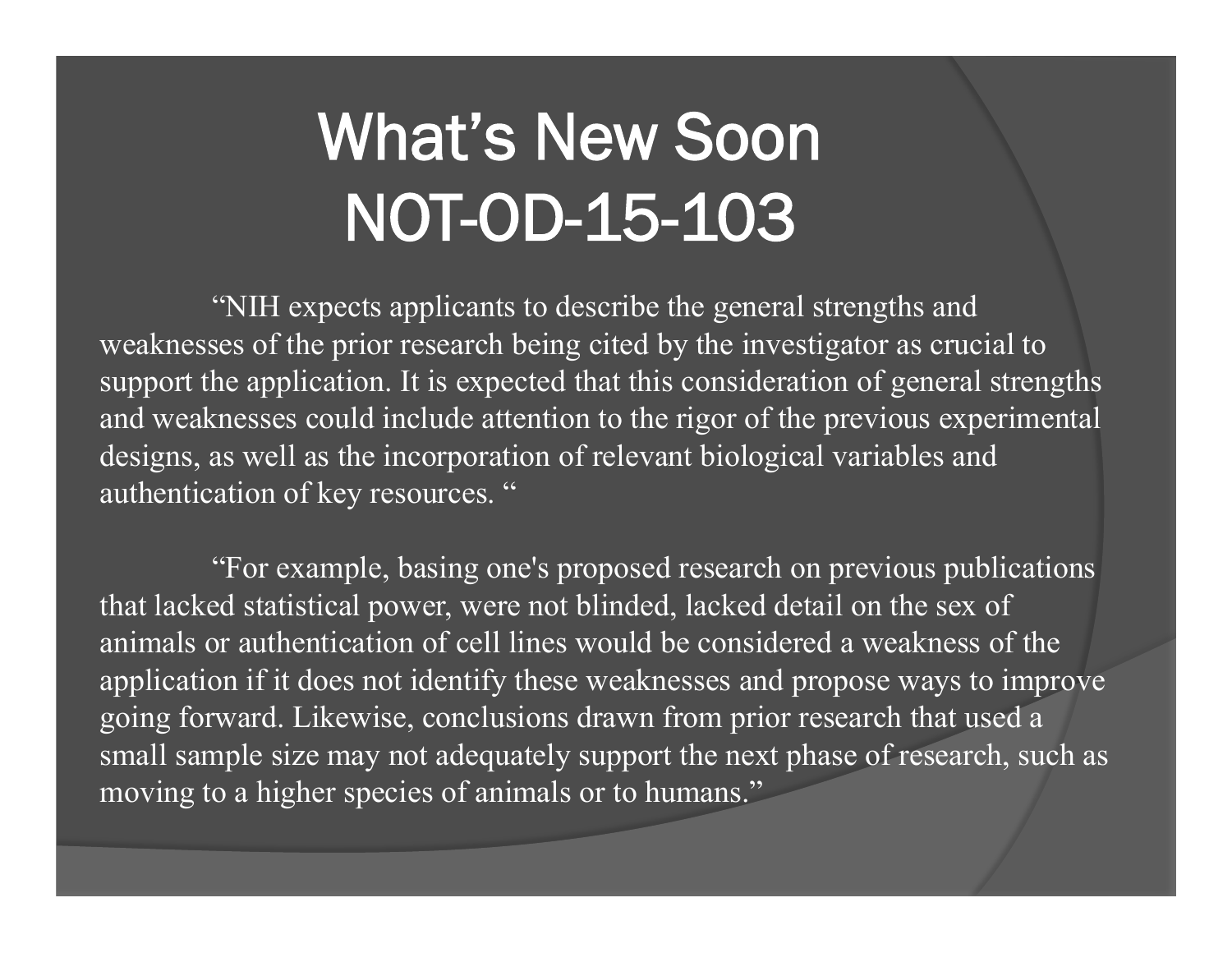# What's New Soon NOT-OD-15-103

"NIH expects applicants to describe the general strengths and weaknesses of the prior research being cited by the investigator as crucial to support the application. It is expected that this consideration of general strengths and weaknesses could include attention to the rigor of the previous experimental designs, as well as the incorporation of relevant biological variables and authentication of key resources. "

"For example, basing one's proposed research on previous publications that lacked statistical power, were not blinded, lacked detail on the sex of animals or authentication of cell lines would be considered a weakness of the application if it does not identify these weaknesses and propose ways to improve going forward. Likewise, conclusions drawn from prior research that used a small sample size may not adequately support the next phase of research, such as moving to a higher species of animals or to humans."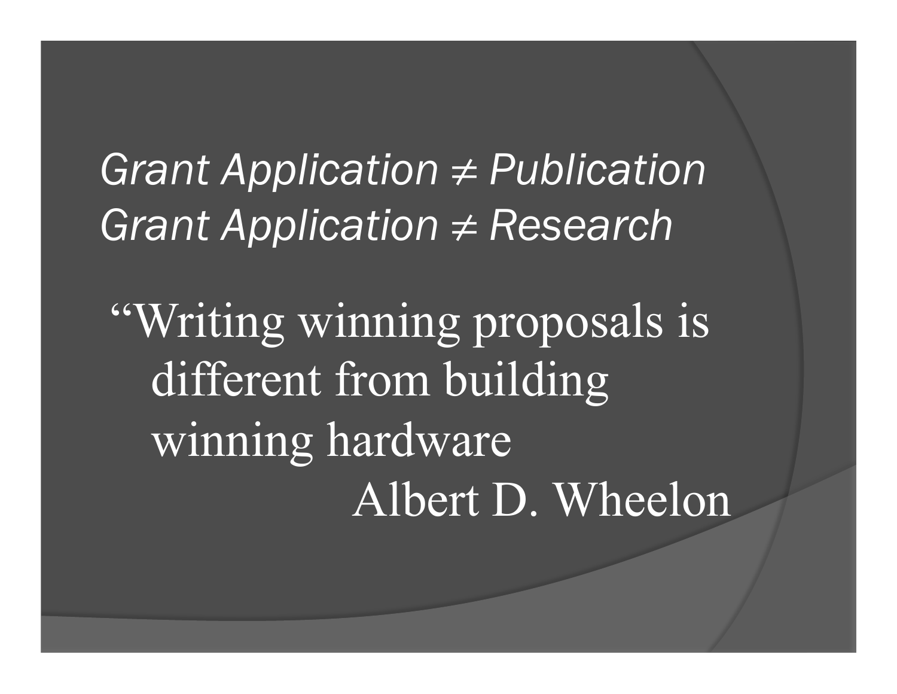*Grant Application ≠ Publication*
*Grant Application ≠ Research*

“Writing winning proposals is different from building winning hardware

Albert D. Wheelon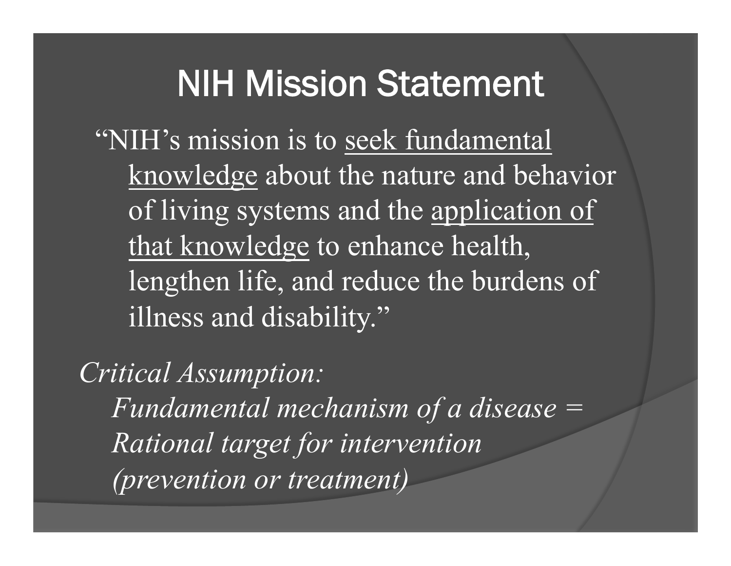# NIH Mission Statement

"NIH's mission is to <u>seek fundamental knowledge</u> about the nature and behavior of living systems and the <u>application of that knowledge</u> to enhance health, lengthen life, and reduce the burdens of illness and disability."

*Critical Assumption:*

*Fundamental mechanism of a disease = Rational target for intervention (prevention or treatment)*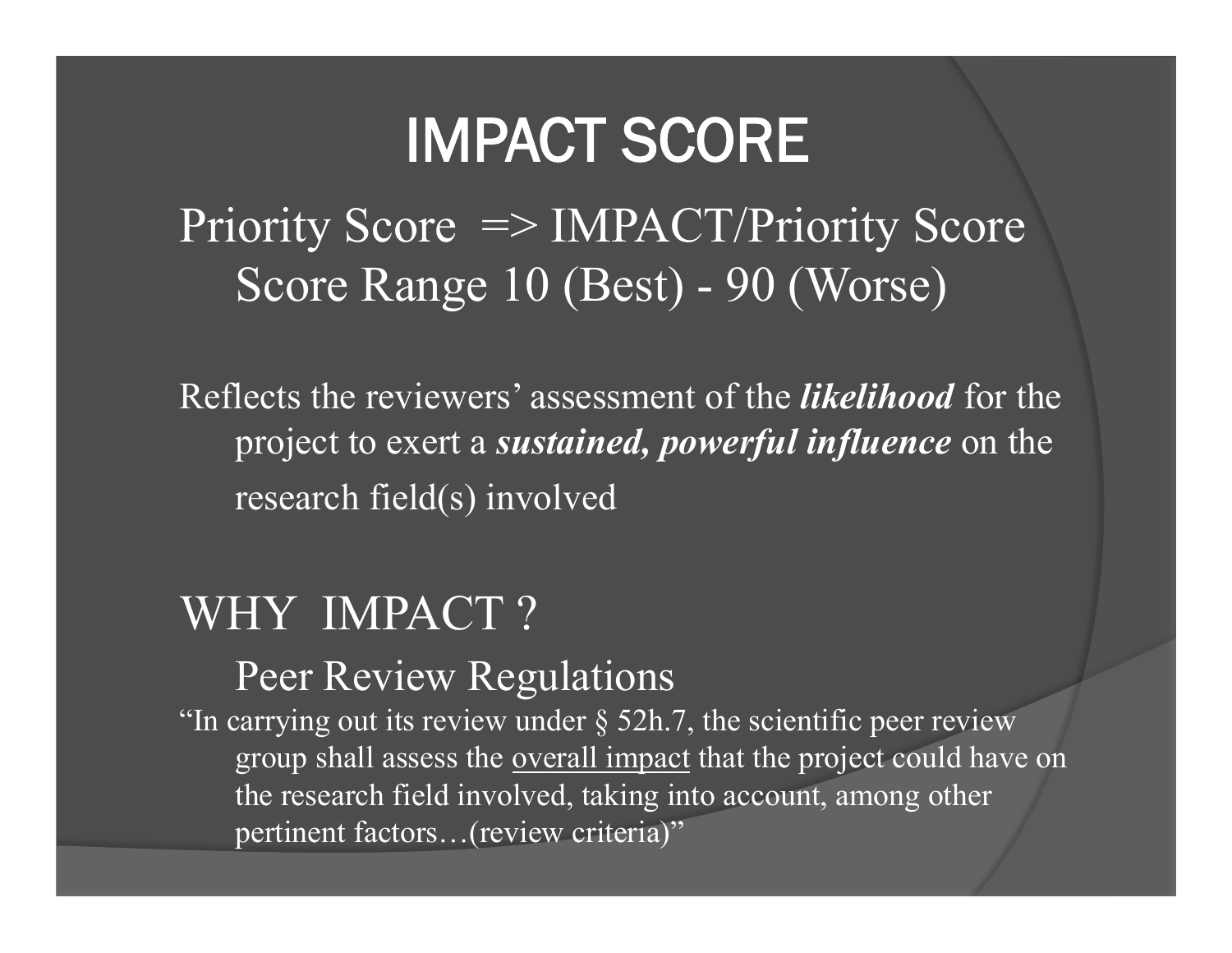# IMPACT SCORE

Priority Score => IMPACT/Priority Score

Score Range 10 (Best) - 90 (Worse)

Reflects the reviewers' assessment of the ***likelihood*** for the project to exert a ***sustained, powerful influence*** on the research field(s) involved

## WHY IMPACT ?

### Peer Review Regulations

"In carrying out its review under § 52h.7, the scientific peer review group shall assess the overall impact that the project could have on the research field involved, taking into account, among other pertinent factors…(review criteria)"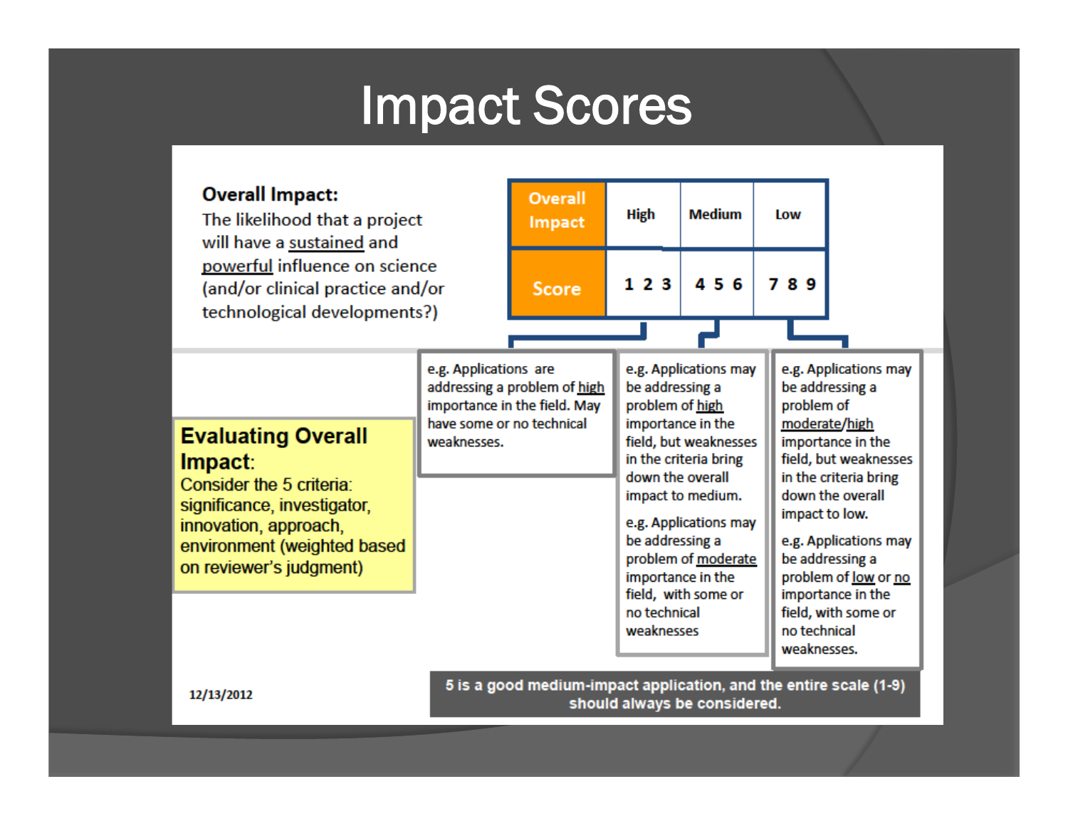# Impact Scores

**Overall Impact:**
The likelihood that a project will have a sustained and powerful influence on science (and/or clinical practice and/or technological developments?)

| Overall Impact | High | Medium | Low |
|---|---|---|---|
| Score | 1 2 3 | 4 5 6 | 7 8 9 |

**High (1 2 3):** e.g. Applications are addressing a problem of high importance in the field. May have some or no technical weaknesses.

**Medium (4 5 6):** e.g. Applications may be addressing a problem of high importance in the field, but weaknesses in the criteria bring down the overall impact to medium.

e.g. Applications may be addressing a problem of moderate importance in the field, with some or no technical weaknesses

**Low (7 8 9):** e.g. Applications may be addressing a problem of moderate/high importance in the field, but weaknesses in the criteria bring down the overall impact to low.

e.g. Applications may be addressing a problem of low or no importance in the field, with some or no technical weaknesses.

**Evaluating Overall Impact:**
Consider the 5 criteria: significance, investigator, innovation, approach, environment (weighted based on reviewer's judgment)

**5 is a good medium-impact application, and the entire scale (1-9) should always be considered.**

12/13/2012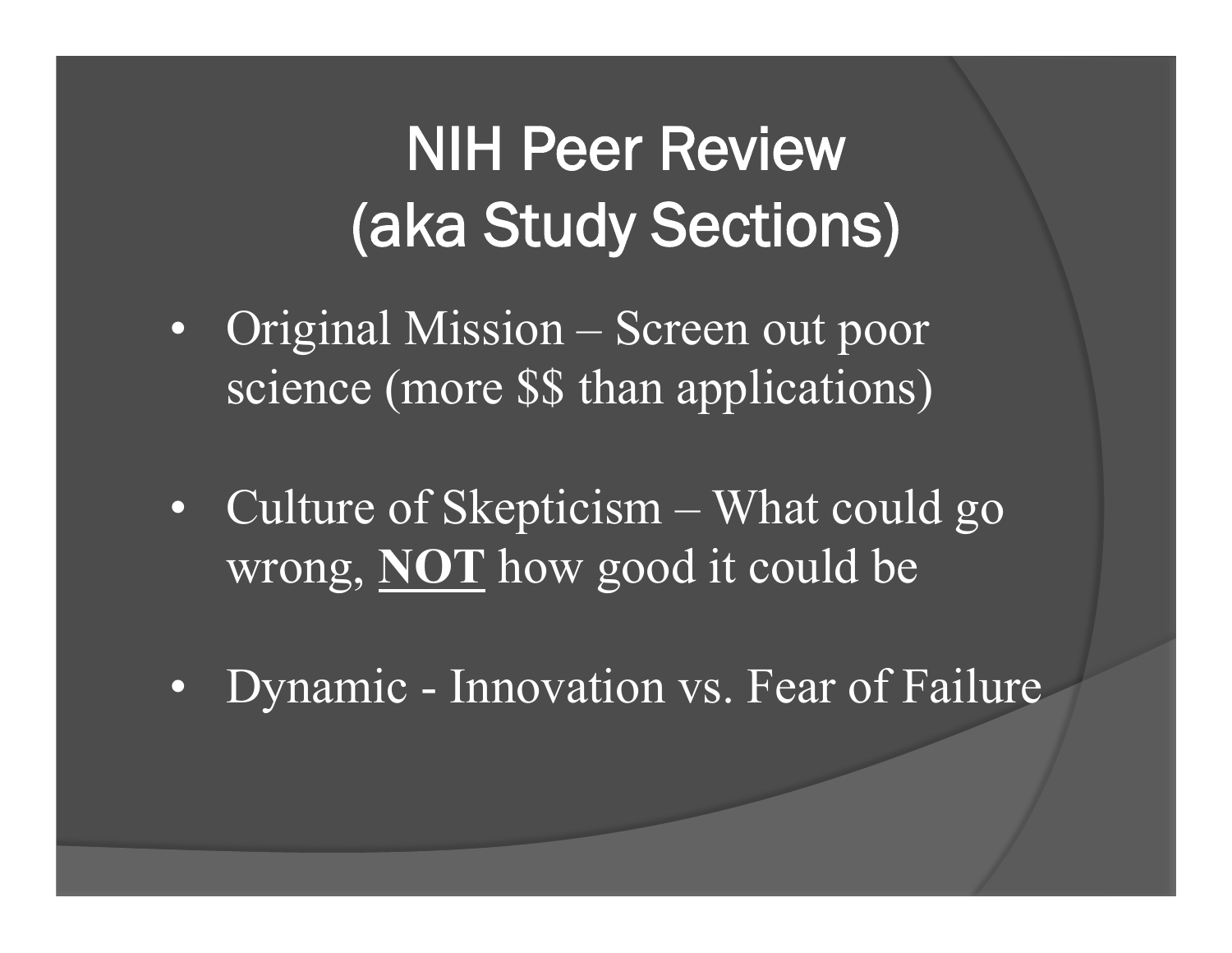# NIH Peer Review (aka Study Sections)

- Original Mission – Screen out poor science (more $$ than applications)
- Culture of Skepticism – What could go wrong, **NOT** how good it could be
- Dynamic - Innovation vs. Fear of Failure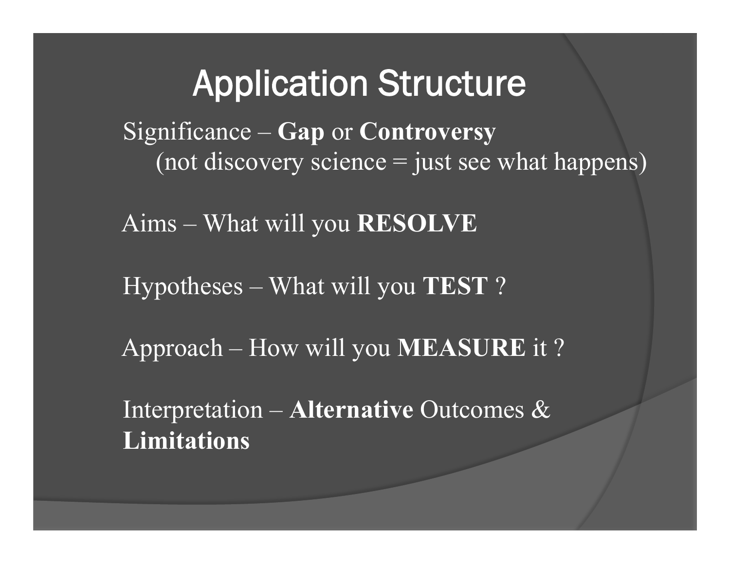# Application Structure

Significance – **Gap** or **Controversy**
(not discovery science = just see what happens)

Aims – What will you **RESOLVE**

Hypotheses – What will you **TEST** ?

Approach – How will you **MEASURE** it ?

Interpretation – **Alternative** Outcomes & **Limitations**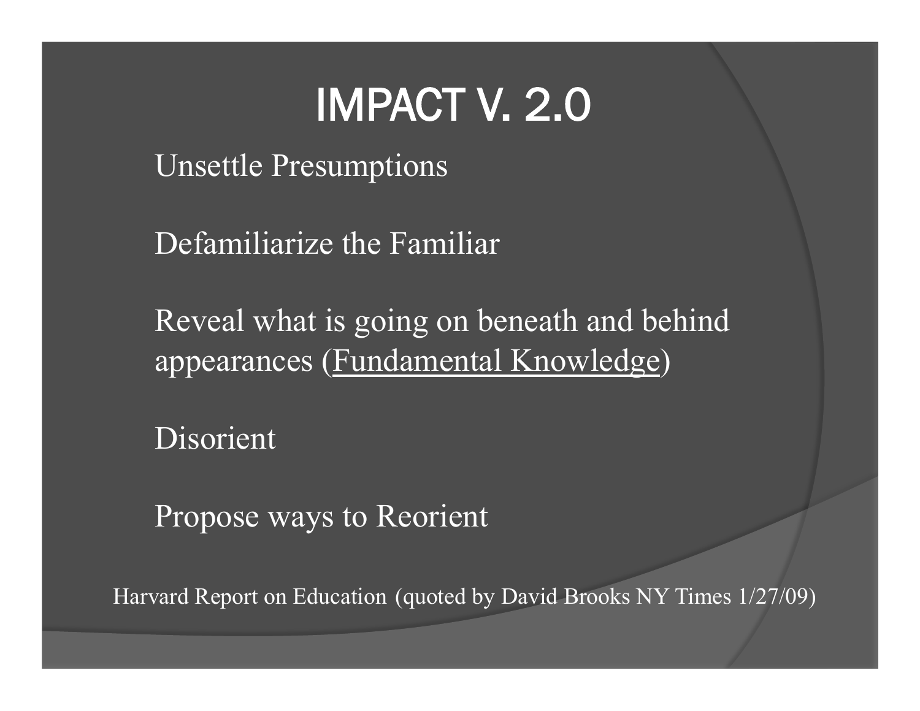# IMPACT V. 2.0

Unsettle Presumptions

Defamiliarize the Familiar

Reveal what is going on beneath and behind appearances (<u>Fundamental Knowledge</u>)

Disorient

Propose ways to Reorient

Harvard Report on Education (quoted by David Brooks NY Times 1/27/09)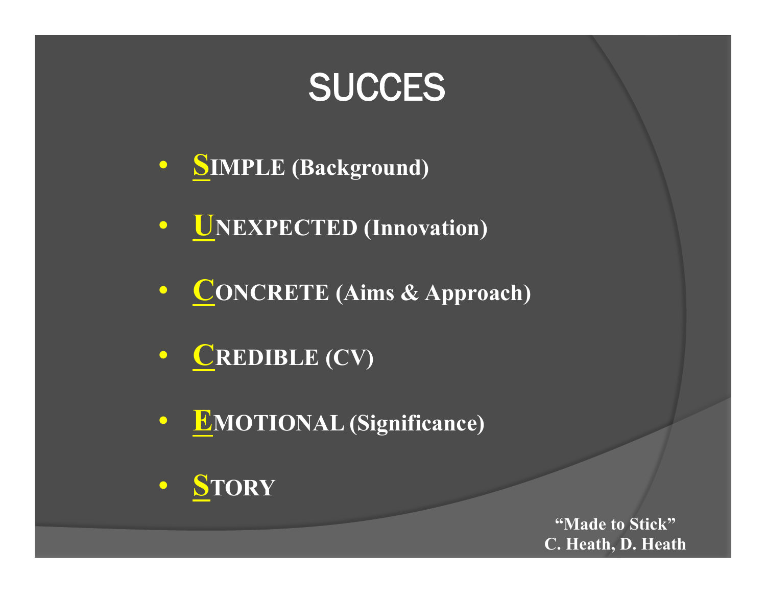# SUCCES

- **S**IMPLE (Background)
- **U**NEXPECTED (Innovation)
- **C**ONCRETE (Aims & Approach)
- **C**REDIBLE (CV)
- **E**MOTIONAL (Significance)
- **S**TORY

**"Made to Stick"**
**C. Heath, D. Heath**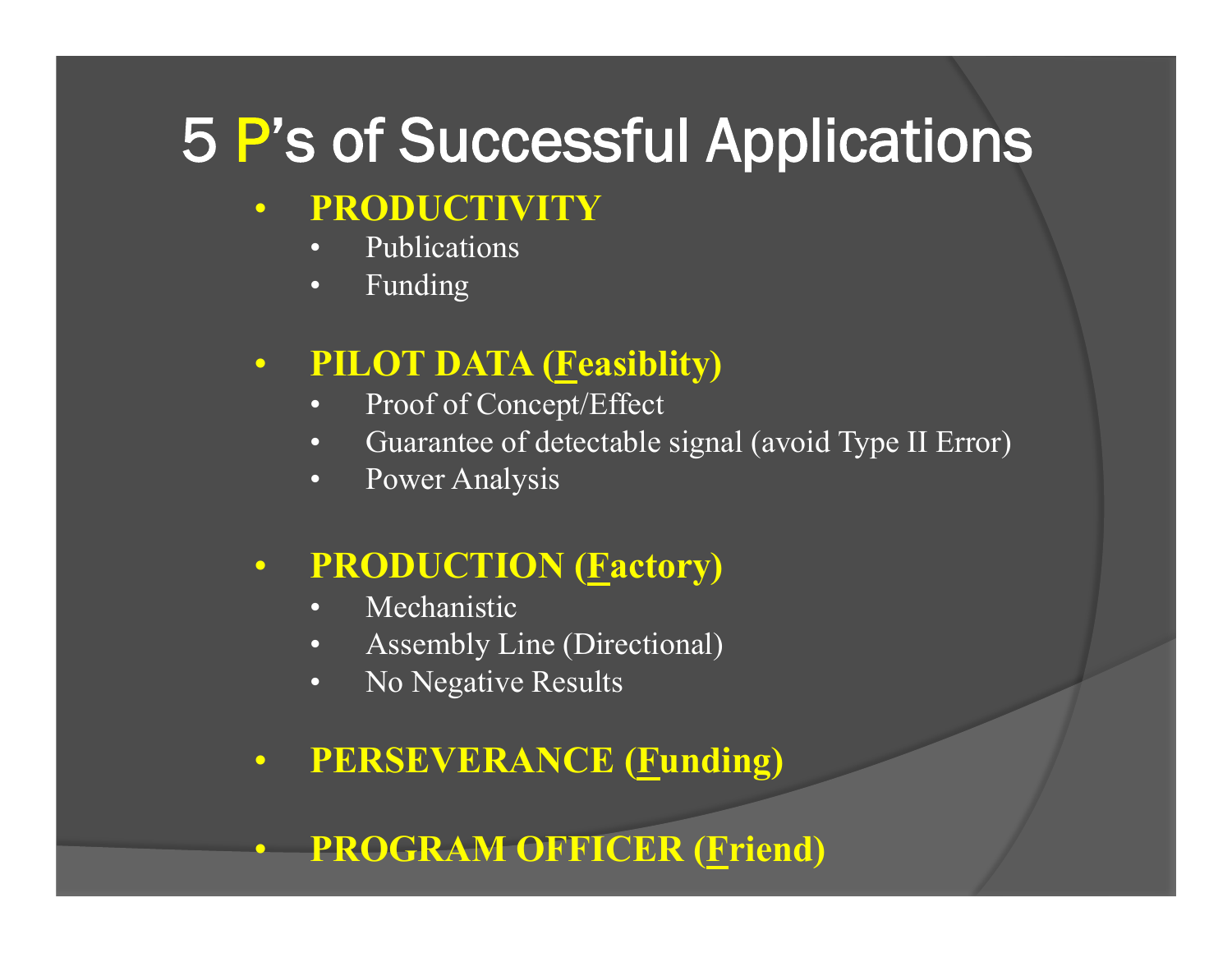# 5 P's of Successful Applications

- **PRODUCTIVITY**
  - Publications
  - Funding
- **PILOT DATA (F̲easiblity)**
  - Proof of Concept/Effect
  - Guarantee of detectable signal (avoid Type II Error)
  - Power Analysis
- **PRODUCTION (F̲actory)**
  - Mechanistic
  - Assembly Line (Directional)
  - No Negative Results
- **PERSEVERANCE (F̲unding)**
- **PROGRAM OFFICER (F̲riend)**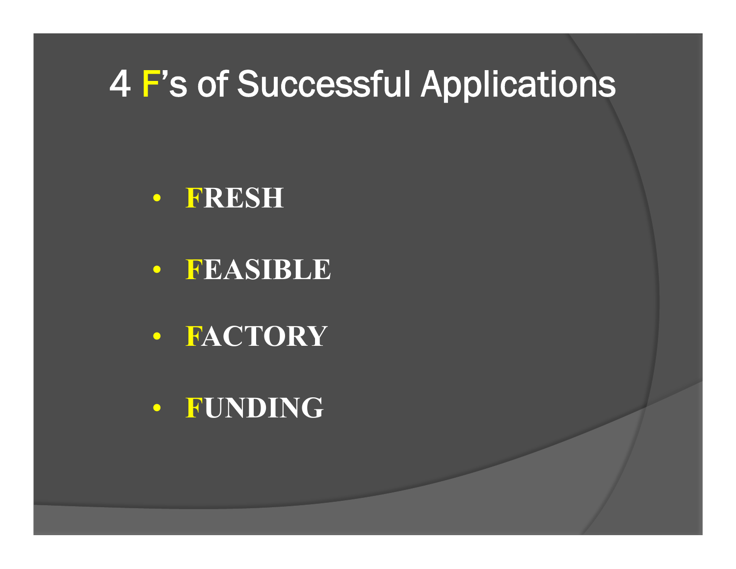# 4 F's of Successful Applications

- **FRESH**
- **FEASIBLE**
- **FACTORY**
- **FUNDING**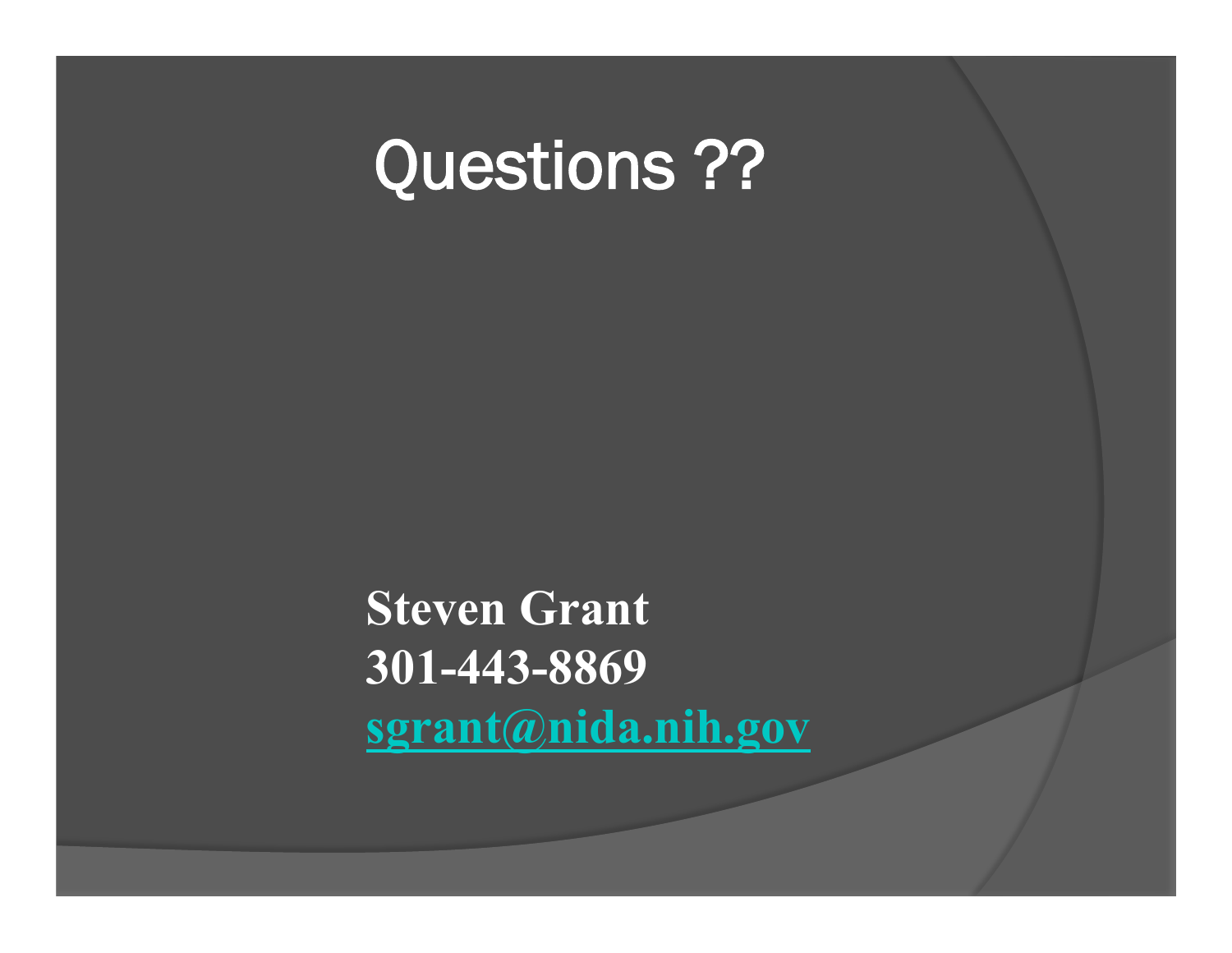# Questions ??

**Steven Grant**
**301-443-8869**
**sgrant@nida.nih.gov**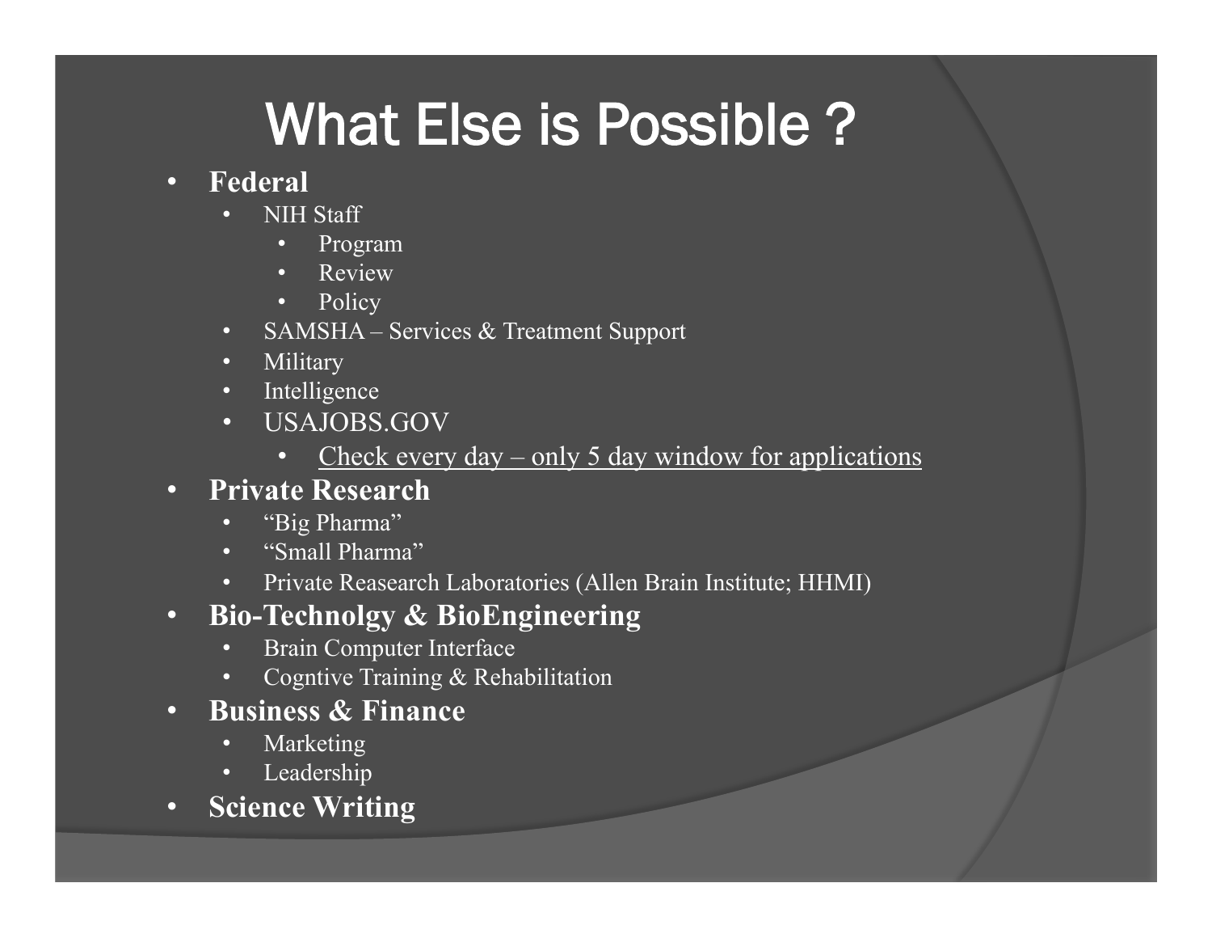# What Else is Possible ?

- **Federal**
  - NIH Staff
    - Program
    - Review
    - Policy
  - SAMSHA – Services & Treatment Support
  - Military
  - Intelligence
  - USAJOBS.GOV
    - <u>Check every day – only 5 day window for applications</u>
- **Private Research**
  - "Big Pharma"
  - "Small Pharma"
  - Private Reasearch Laboratories (Allen Brain Institute; HHMI)
- **Bio-Technolgy & BioEngineering**
  - Brain Computer Interface
  - Cogntive Training & Rehabilitation
- **Business & Finance**
  - Marketing
  - Leadership
- **Science Writing**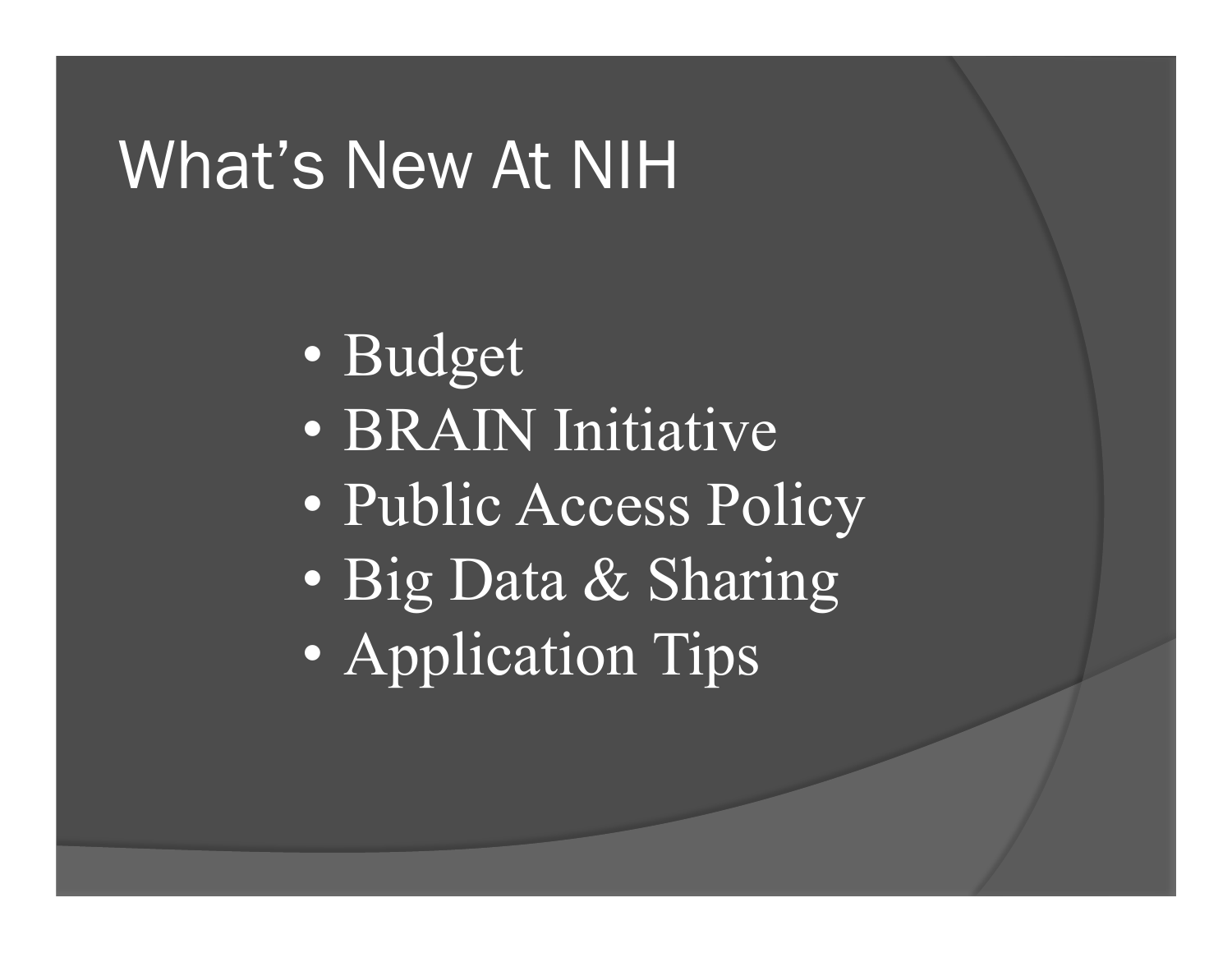# What's New At NIH

- Budget
- BRAIN Initiative
- Public Access Policy
- Big Data & Sharing
- Application Tips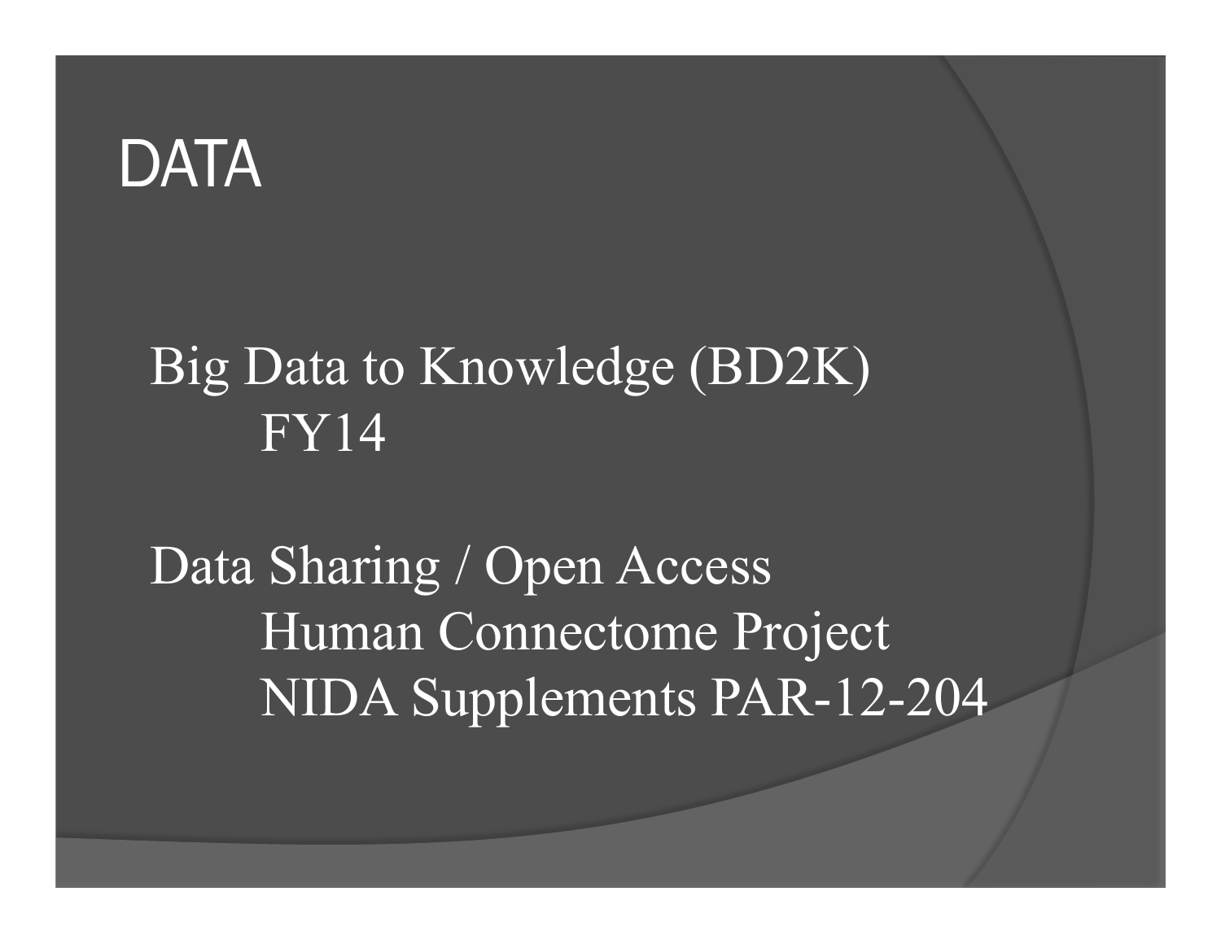# DATA

Big Data to Knowledge (BD2K)
- FY14

Data Sharing / Open Access
- Human Connectome Project
- NIDA Supplements PAR-12-204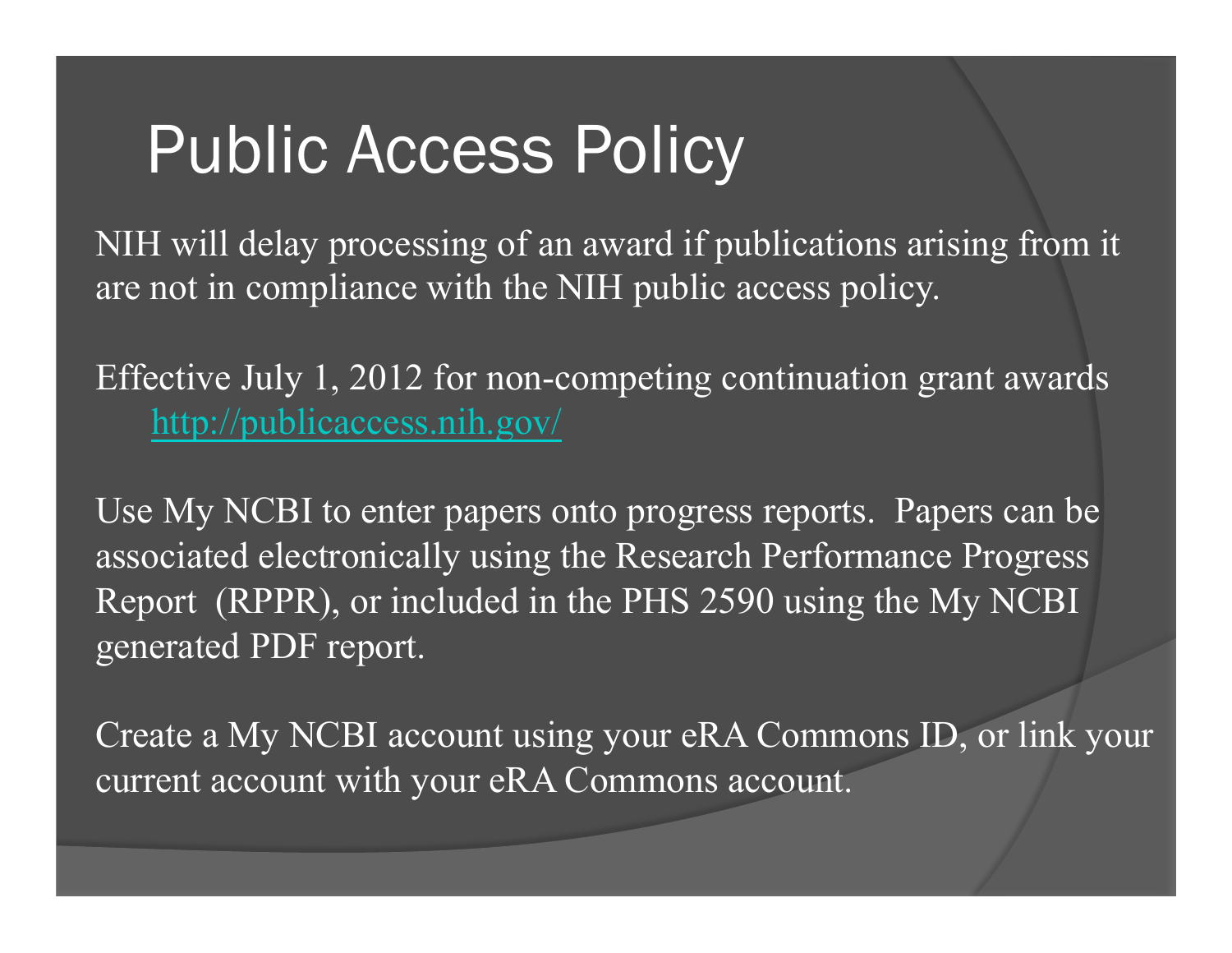# Public Access Policy

NIH will delay processing of an award if publications arising from it are not in compliance with the NIH public access policy.

Effective July 1, 2012 for non-competing continuation grant awards
    http://publicaccess.nih.gov/

Use My NCBI to enter papers onto progress reports. Papers can be associated electronically using the Research Performance Progress Report (RPPR), or included in the PHS 2590 using the My NCBI generated PDF report.

Create a My NCBI account using your eRA Commons ID, or link your current account with your eRA Commons account.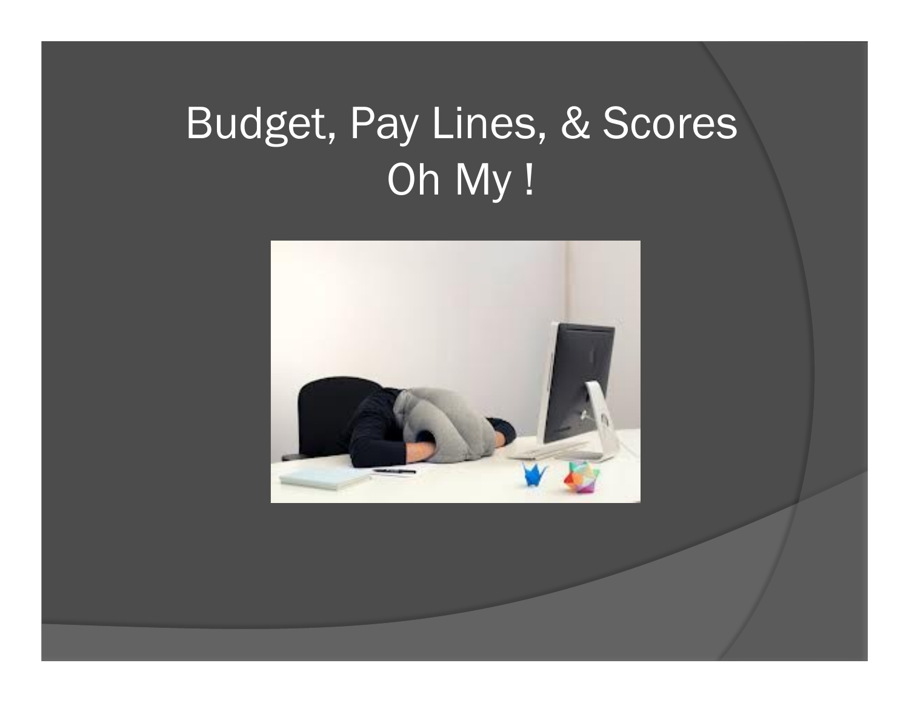# Budget, Pay Lines, & Scores Oh My !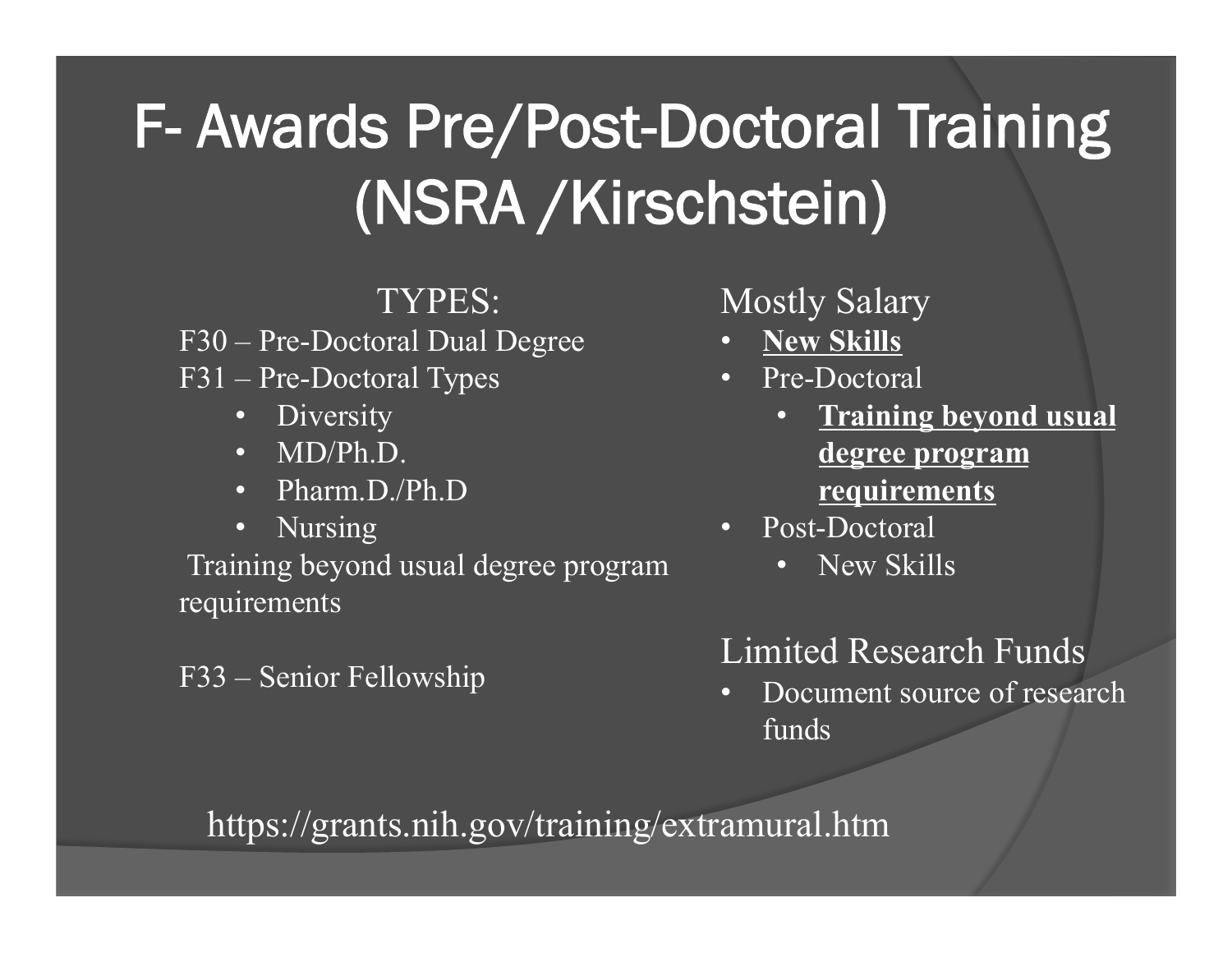# F- Awards Pre/Post-Doctoral Training (NSRA /Kirschstein)

TYPES:

F30 – Pre-Doctoral Dual Degree

F31 – Pre-Doctoral Types

- Diversity
- MD/Ph.D.
- Pharm.D./Ph.D
- Nursing

Training beyond usual degree program requirements

F33 – Senior Fellowship

Mostly Salary

- **New Skills**
- Pre-Doctoral
  - **Training beyond usual degree program requirements**
- Post-Doctoral
  - New Skills

Limited Research Funds

- Document source of research funds

https://grants.nih.gov/training/extramural.htm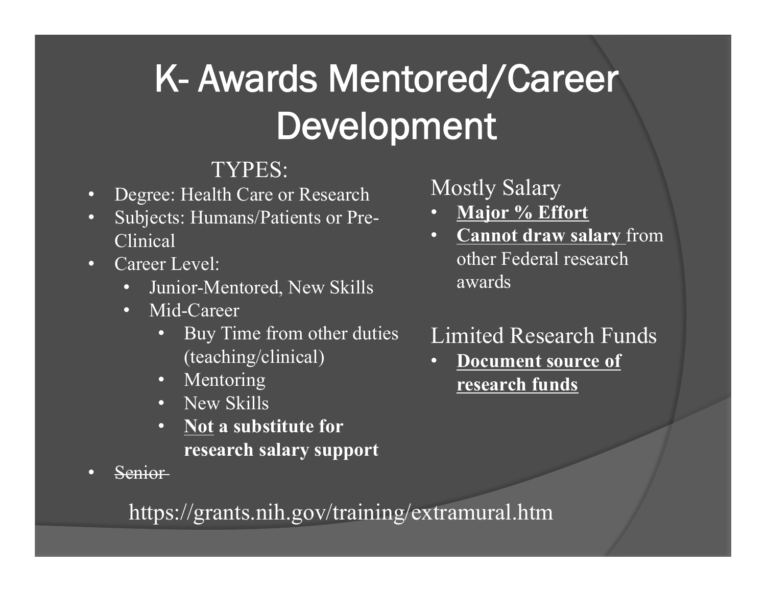# K- Awards Mentored/Career Development

TYPES:

- Degree: Health Care or Research
- Subjects: Humans/Patients or Pre-Clinical
- Career Level:
  - Junior-Mentored, New Skills
  - Mid-Career
    - Buy Time from other duties (teaching/clinical)
    - Mentoring
    - New Skills
    - **<u>Not</u> a substitute for research salary support**
- ~~Senior~~

Mostly Salary

- **<u>Major % Effort</u>**
- **<u>Cannot draw salary</u>** from other Federal research awards

Limited Research Funds

- **<u>Document source of research funds</u>**

https://grants.nih.gov/training/extramural.htm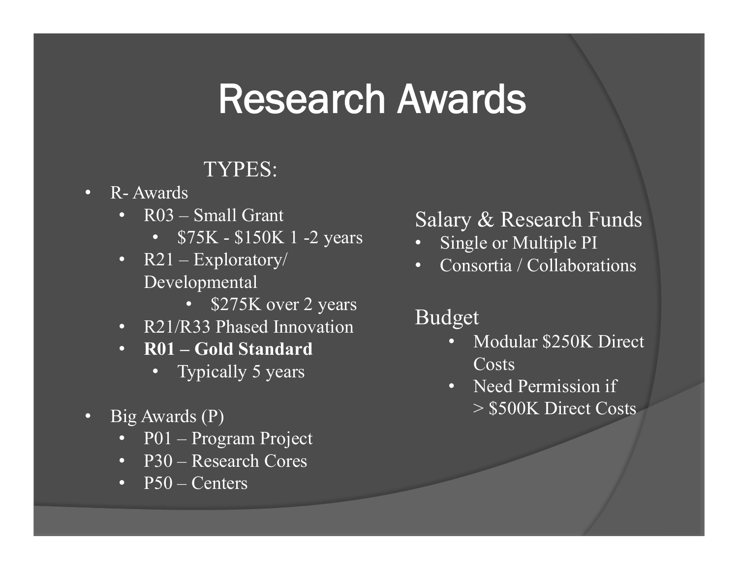# Research Awards

TYPES:

- R- Awards
  - R03 – Small Grant
    - $75K - $150K 1 -2 years
  - R21 – Exploratory/ Developmental
    - $275K over 2 years
  - R21/R33 Phased Innovation
  - **R01 – Gold Standard**
    - Typically 5 years
- Big Awards (P)
  - P01 – Program Project
  - P30 – Research Cores
  - P50 – Centers

Salary & Research Funds

- Single or Multiple PI
- Consortia / Collaborations

Budget

- Modular $250K Direct Costs
- Need Permission if > $500K Direct Costs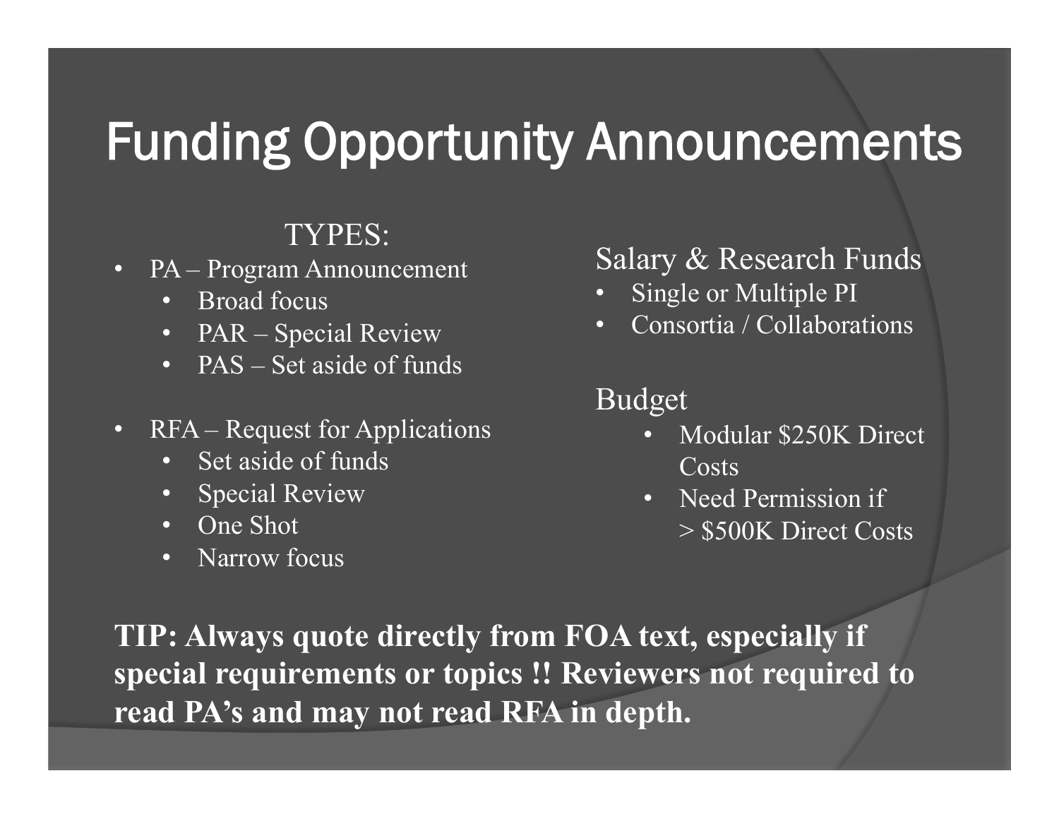# Funding Opportunity Announcements

TYPES:

- PA – Program Announcement
  - Broad focus
  - PAR – Special Review
  - PAS – Set aside of funds
- RFA – Request for Applications
  - Set aside of funds
  - Special Review
  - One Shot
  - Narrow focus

Salary & Research Funds

- Single or Multiple PI
- Consortia / Collaborations

Budget

- Modular $250K Direct Costs
- Need Permission if > $500K Direct Costs

**TIP: Always quote directly from FOA text, especially if special requirements or topics !! Reviewers not required to read PA's and may not read RFA in depth.**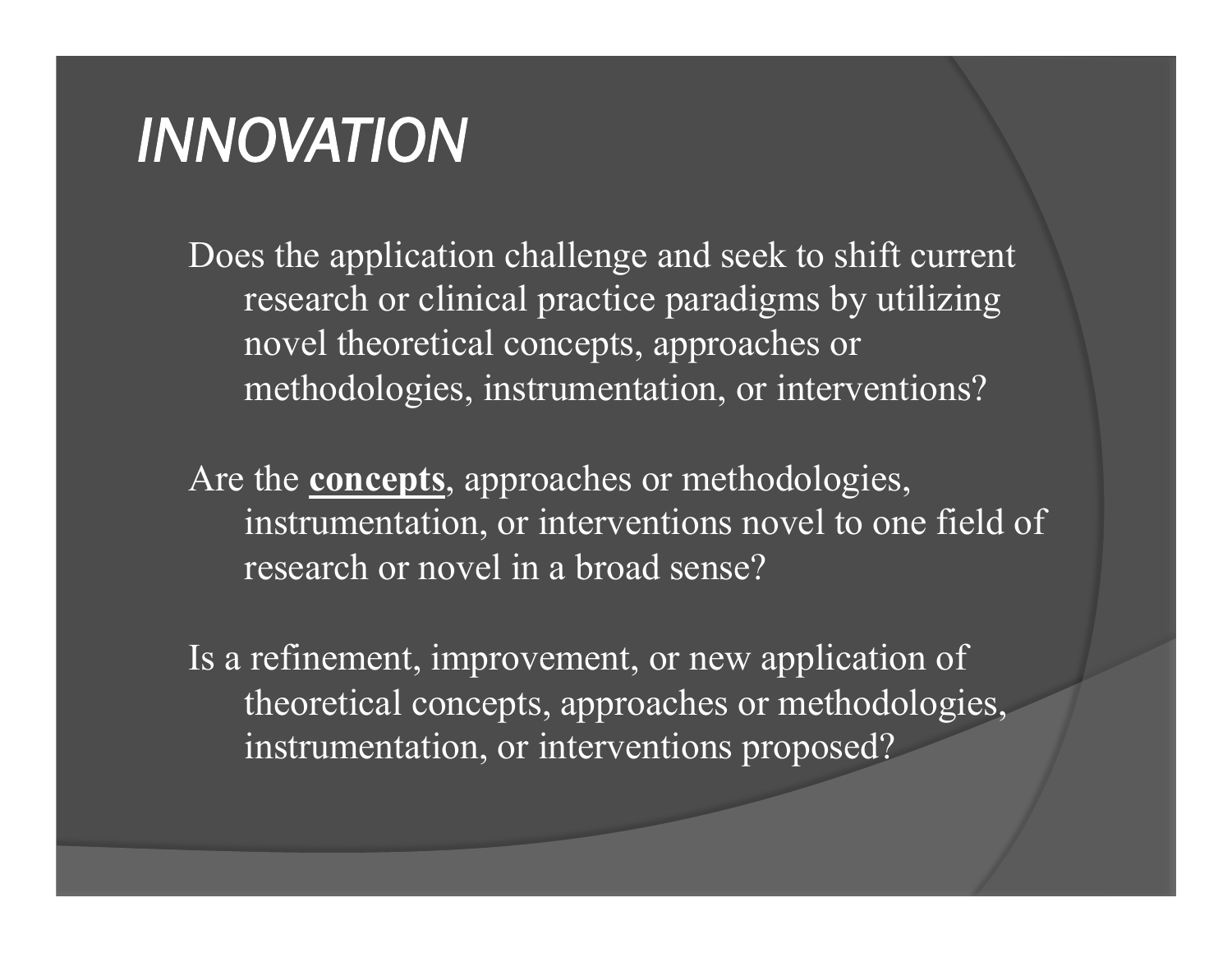# *INNOVATION*

Does the application challenge and seek to shift current research or clinical practice paradigms by utilizing novel theoretical concepts, approaches or methodologies, instrumentation, or interventions?

Are the **<u>concepts</u>**, approaches or methodologies, instrumentation, or interventions novel to one field of research or novel in a broad sense?

Is a refinement, improvement, or new application of theoretical concepts, approaches or methodologies, instrumentation, or interventions proposed?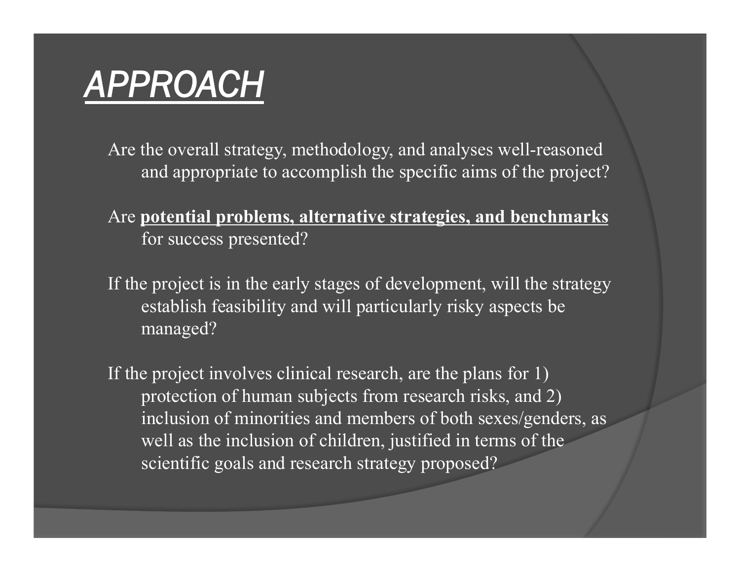# *APPROACH*

Are the overall strategy, methodology, and analyses well-reasoned and appropriate to accomplish the specific aims of the project?

Are **potential problems, alternative strategies, and benchmarks** for success presented?

If the project is in the early stages of development, will the strategy establish feasibility and will particularly risky aspects be managed?

If the project involves clinical research, are the plans for 1) protection of human subjects from research risks, and 2) inclusion of minorities and members of both sexes/genders, as well as the inclusion of children, justified in terms of the scientific goals and research strategy proposed?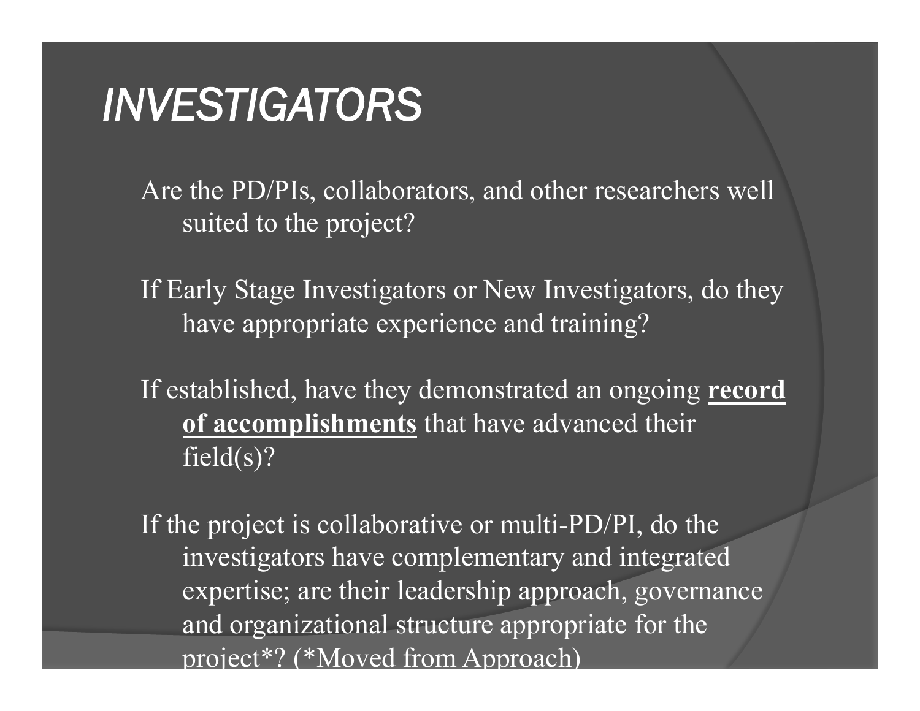# *INVESTIGATORS*

Are the PD/PIs, collaborators, and other researchers well suited to the project?

If Early Stage Investigators or New Investigators, do they have appropriate experience and training?

If established, have they demonstrated an ongoing **record of accomplishments** that have advanced their field(s)?

If the project is collaborative or multi-PD/PI, do the investigators have complementary and integrated expertise; are their leadership approach, governance and organizational structure appropriate for the project*? (*Moved from Approach)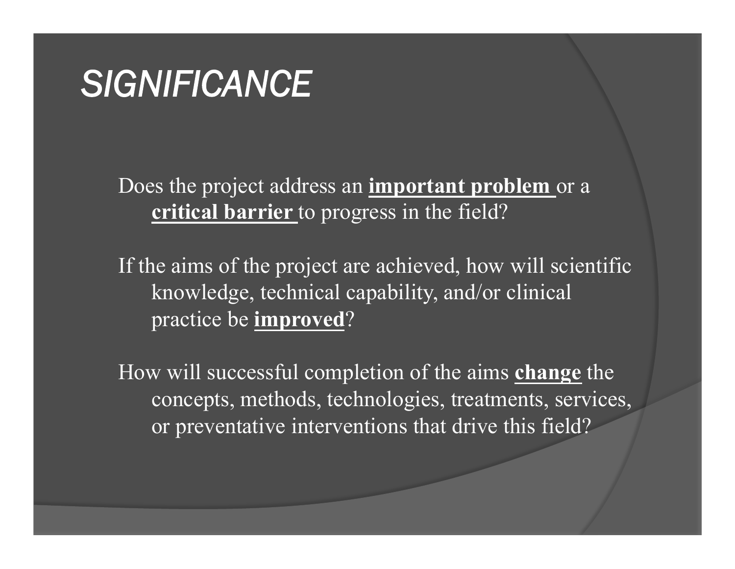# *SIGNIFICANCE*

Does the project address an **important problem** or a **critical barrier** to progress in the field?

If the aims of the project are achieved, how will scientific knowledge, technical capability, and/or clinical practice be **improved**?

How will successful completion of the aims **change** the concepts, methods, technologies, treatments, services, or preventative interventions that drive this field?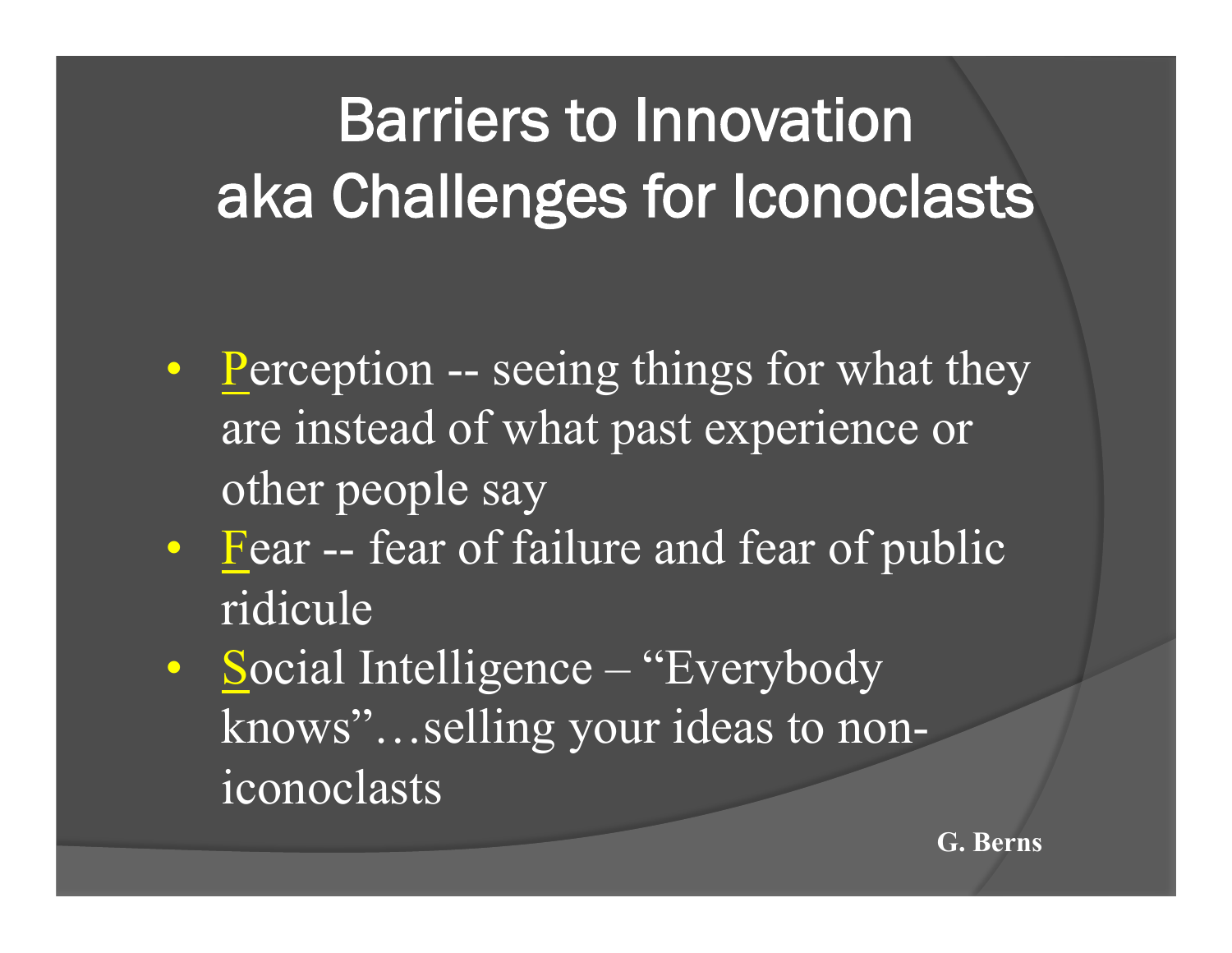# Barriers to Innovation aka Challenges for Iconoclasts

- Perception -- seeing things for what they are instead of what past experience or other people say
- Fear -- fear of failure and fear of public ridicule
- Social Intelligence – "Everybody knows"…selling your ideas to non-iconoclasts

**G. Berns**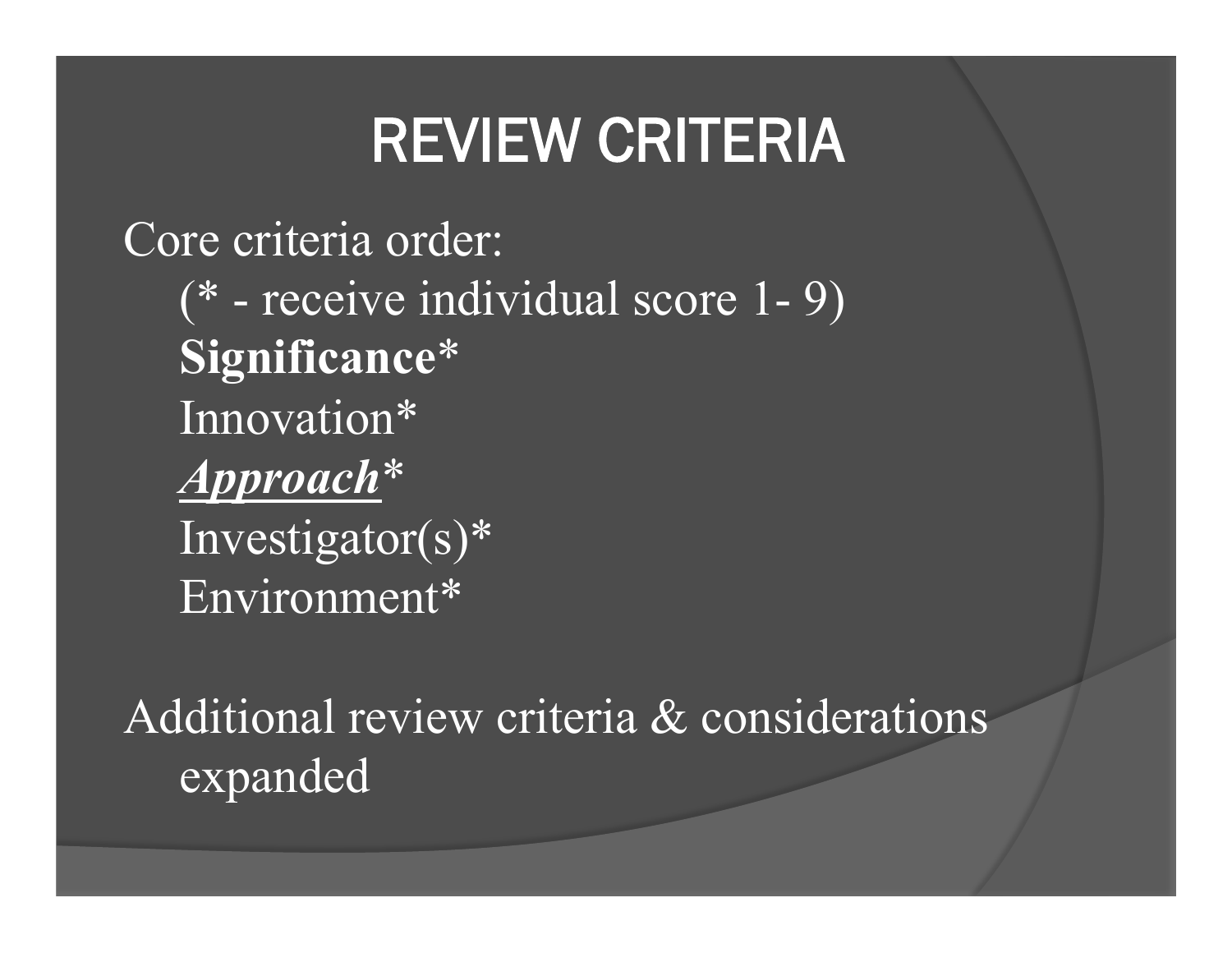# REVIEW CRITERIA

Core criteria order:

(* - receive individual score 1- 9)

**Significance***

Innovation*

***<u>Approach</u>****

Investigator(s)*

Environment*

Additional review criteria & considerations expanded